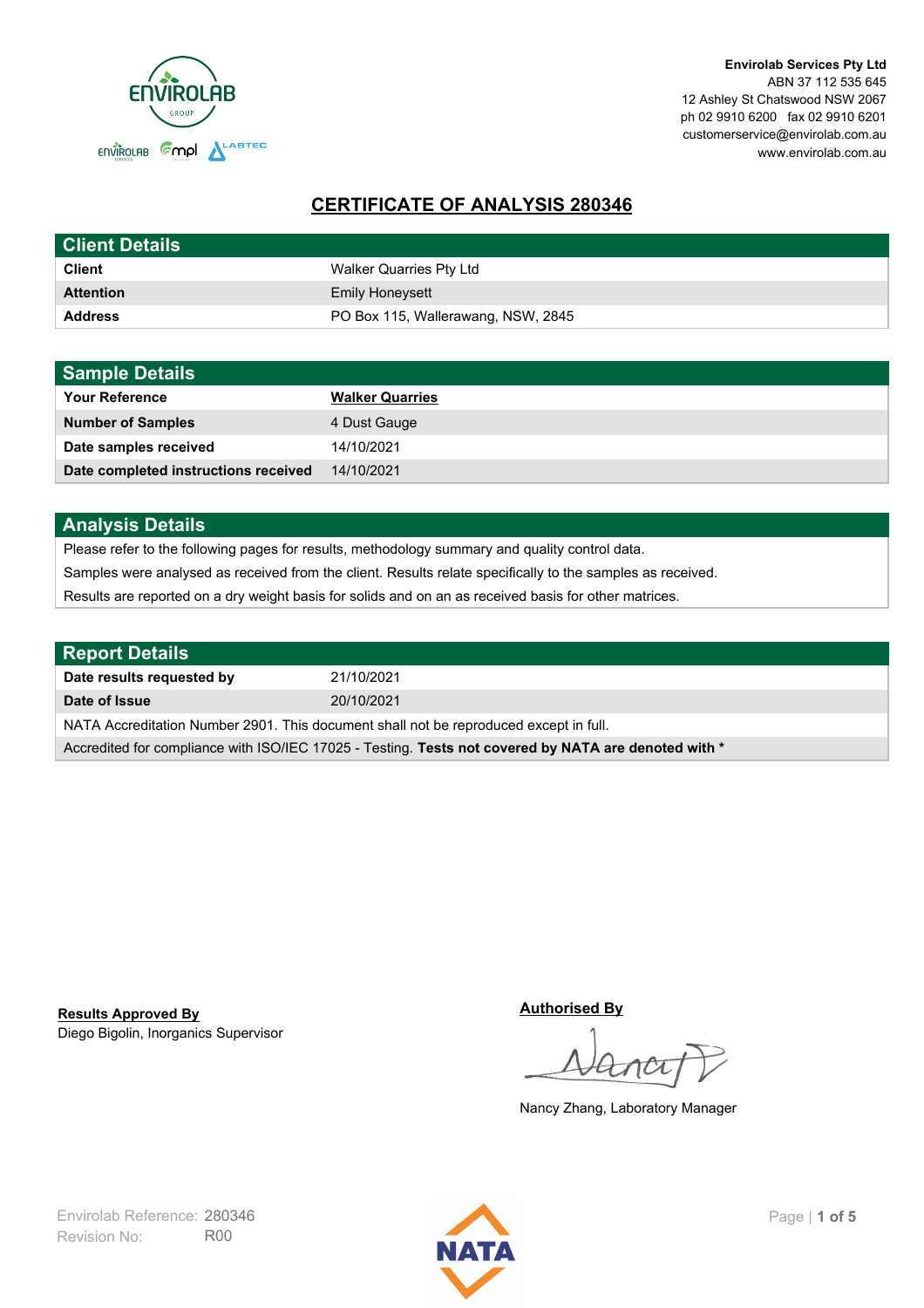**Envirolab Services Pty Ltd**
ABN 37 112 535 645
12 Ashley St Chatswood NSW 2067
ph 02 9910 6200 fax 02 9910 6201
customerservice@envirolab.com.au
www.envirolab.com.au

# CERTIFICATE OF ANALYSIS 280346

## Client Details

| | |
|---|---|
| **Client** | Walker Quarries Pty Ltd |
| **Attention** | Emily Honeysett |
| **Address** | PO Box 115, Wallerawang, NSW, 2845 |

## Sample Details

| | |
|---|---|
| **Your Reference** | **Walker Quarries** |
| **Number of Samples** | 4 Dust Gauge |
| **Date samples received** | 14/10/2021 |
| **Date completed instructions received** | 14/10/2021 |

## Analysis Details

Please refer to the following pages for results, methodology summary and quality control data.

Samples were analysed as received from the client. Results relate specifically to the samples as received.

Results are reported on a dry weight basis for solids and on an as received basis for other matrices.

## Report Details

| | |
|---|---|
| **Date results requested by** | 21/10/2021 |
| **Date of Issue** | 20/10/2021 |

NATA Accreditation Number 2901. This document shall not be reproduced except in full.

Accredited for compliance with ISO/IEC 17025 - Testing. **Tests not covered by NATA are denoted with ***

**Results Approved By**
Diego Bigolin, Inorganics Supervisor

**Authorised By**

Nancy Zhang, Laboratory Manager

Envirolab Reference: 280346
Revision No: R00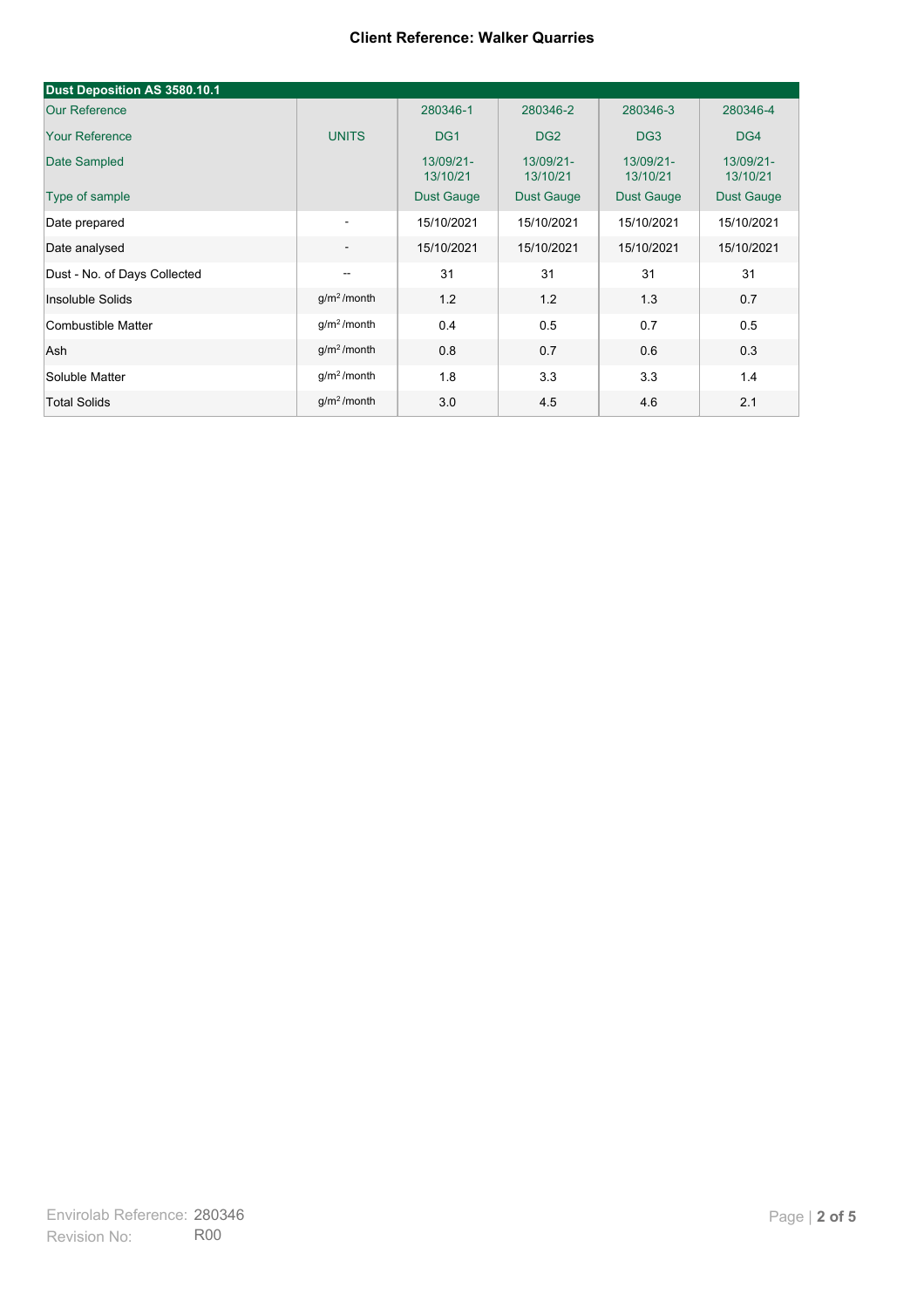**Client Reference: Walker Quarries**

| Dust Deposition AS 3580.10.1 | | | | | |
|---|---|---|---|---|---|
| Our Reference | | 280346-1 | 280346-2 | 280346-3 | 280346-4 |
| Your Reference | UNITS | DG1 | DG2 | DG3 | DG4 |
| Date Sampled | | 13/09/21-13/10/21 | 13/09/21-13/10/21 | 13/09/21-13/10/21 | 13/09/21-13/10/21 |
| Type of sample | | Dust Gauge | Dust Gauge | Dust Gauge | Dust Gauge |
| Date prepared | - | 15/10/2021 | 15/10/2021 | 15/10/2021 | 15/10/2021 |
| Date analysed | - | 15/10/2021 | 15/10/2021 | 15/10/2021 | 15/10/2021 |
| Dust - No. of Days Collected | -- | 31 | 31 | 31 | 31 |
| Insoluble Solids | $g/m^2$/month | 1.2 | 1.2 | 1.3 | 0.7 |
| Combustible Matter | $g/m^2$/month | 0.4 | 0.5 | 0.7 | 0.5 |
| Ash | $g/m^2$/month | 0.8 | 0.7 | 0.6 | 0.3 |
| Soluble Matter | $g/m^2$/month | 1.8 | 3.3 | 3.3 | 1.4 |
| Total Solids | $g/m^2$/month | 3.0 | 4.5 | 4.6 | 2.1 |

Envirolab Reference: 280346
Revision No: R00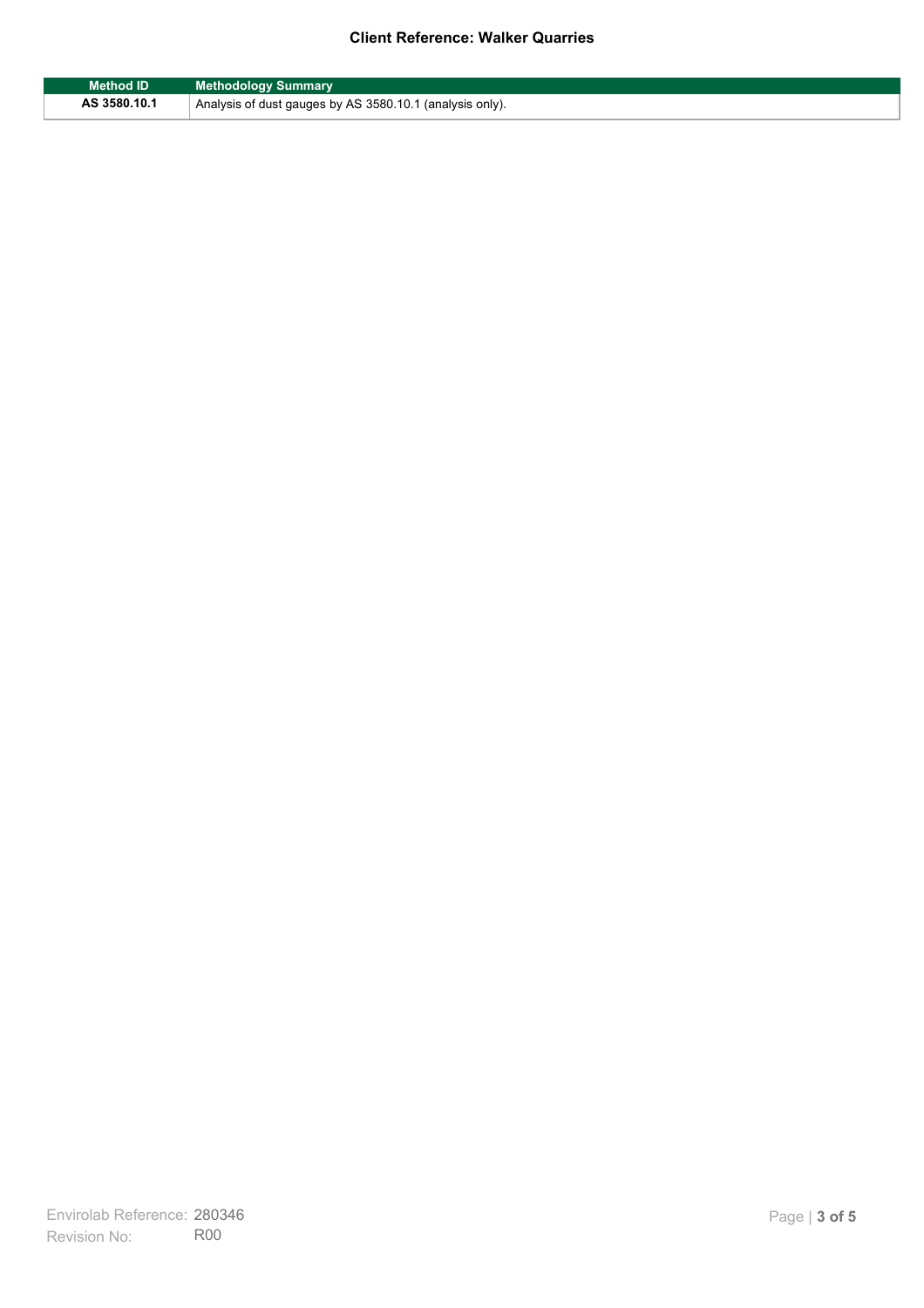**Client Reference: Walker Quarries**

| Method ID | Methodology Summary |
|---|---|
| AS 3580.10.1 | Analysis of dust gauges by AS 3580.10.1 (analysis only). |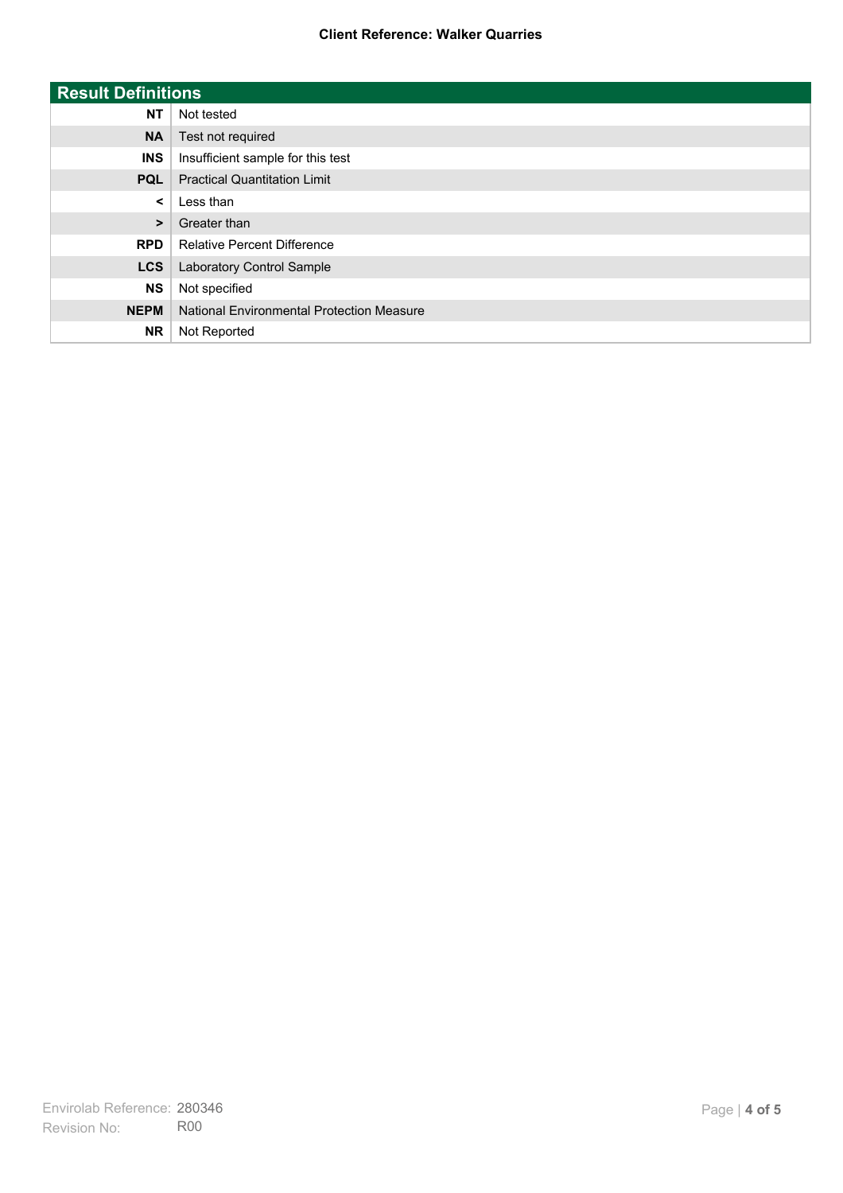## Result Definitions

| | |
|---|---|
| **NT** | Not tested |
| **NA** | Test not required |
| **INS** | Insufficient sample for this test |
| **PQL** | Practical Quantitation Limit |
| **<** | Less than |
| **>** | Greater than |
| **RPD** | Relative Percent Difference |
| **LCS** | Laboratory Control Sample |
| **NS** | Not specified |
| **NEPM** | National Environmental Protection Measure |
| **NR** | Not Reported |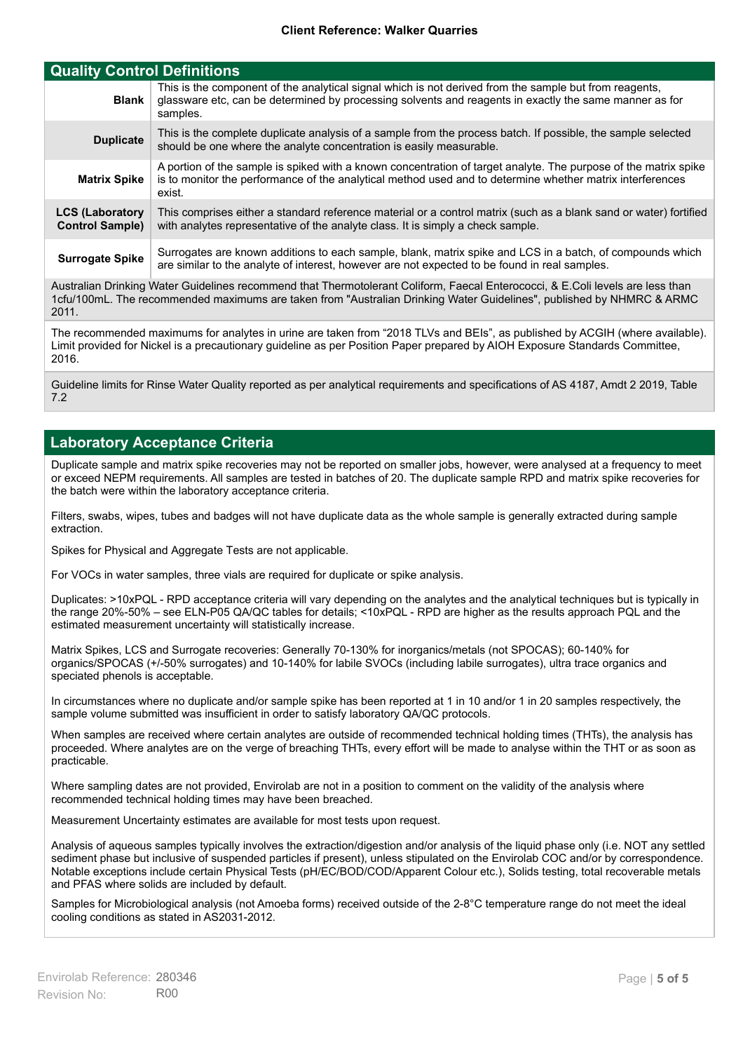## Quality Control Definitions

| | |
|---|---|
| **Blank** | This is the component of the analytical signal which is not derived from the sample but from reagents, glassware etc, can be determined by processing solvents and reagents in exactly the same manner as for samples. |
| **Duplicate** | This is the complete duplicate analysis of a sample from the process batch. If possible, the sample selected should be one where the analyte concentration is easily measurable. |
| **Matrix Spike** | A portion of the sample is spiked with a known concentration of target analyte. The purpose of the matrix spike is to monitor the performance of the analytical method used and to determine whether matrix interferences exist. |
| **LCS (Laboratory Control Sample)** | This comprises either a standard reference material or a control matrix (such as a blank sand or water) fortified with analytes representative of the analyte class. It is simply a check sample. |
| **Surrogate Spike** | Surrogates are known additions to each sample, blank, matrix spike and LCS in a batch, of compounds which are similar to the analyte of interest, however are not expected to be found in real samples. |

Australian Drinking Water Guidelines recommend that Thermotolerant Coliform, Faecal Enterococci, & E.Coli levels are less than 1cfu/100mL. The recommended maximums are taken from "Australian Drinking Water Guidelines", published by NHMRC & ARMC 2011.

The recommended maximums for analytes in urine are taken from “2018 TLVs and BEIs”, as published by ACGIH (where available). Limit provided for Nickel is a precautionary guideline as per Position Paper prepared by AIOH Exposure Standards Committee, 2016.

Guideline limits for Rinse Water Quality reported as per analytical requirements and specifications of AS 4187, Amdt 2 2019, Table 7.2

## Laboratory Acceptance Criteria

Duplicate sample and matrix spike recoveries may not be reported on smaller jobs, however, were analysed at a frequency to meet or exceed NEPM requirements. All samples are tested in batches of 20. The duplicate sample RPD and matrix spike recoveries for the batch were within the laboratory acceptance criteria.

Filters, swabs, wipes, tubes and badges will not have duplicate data as the whole sample is generally extracted during sample extraction.

Spikes for Physical and Aggregate Tests are not applicable.

For VOCs in water samples, three vials are required for duplicate or spike analysis.

Duplicates: >10xPQL - RPD acceptance criteria will vary depending on the analytes and the analytical techniques but is typically in the range 20%-50% – see ELN-P05 QA/QC tables for details; <10xPQL - RPD are higher as the results approach PQL and the estimated measurement uncertainty will statistically increase.

Matrix Spikes, LCS and Surrogate recoveries: Generally 70-130% for inorganics/metals (not SPOCAS); 60-140% for organics/SPOCAS (+/-50% surrogates) and 10-140% for labile SVOCs (including labile surrogates), ultra trace organics and speciated phenols is acceptable.

In circumstances where no duplicate and/or sample spike has been reported at 1 in 10 and/or 1 in 20 samples respectively, the sample volume submitted was insufficient in order to satisfy laboratory QA/QC protocols.

When samples are received where certain analytes are outside of recommended technical holding times (THTs), the analysis has proceeded. Where analytes are on the verge of breaching THTs, every effort will be made to analyse within the THT or as soon as practicable.

Where sampling dates are not provided, Envirolab are not in a position to comment on the validity of the analysis where recommended technical holding times may have been breached.

Measurement Uncertainty estimates are available for most tests upon request.

Analysis of aqueous samples typically involves the extraction/digestion and/or analysis of the liquid phase only (i.e. NOT any settled sediment phase but inclusive of suspended particles if present), unless stipulated on the Envirolab COC and/or by correspondence. Notable exceptions include certain Physical Tests (pH/EC/BOD/COD/Apparent Colour etc.), Solids testing, total recoverable metals and PFAS where solids are included by default.

Samples for Microbiological analysis (not Amoeba forms) received outside of the 2-8°C temperature range do not meet the ideal cooling conditions as stated in AS2031-2012.